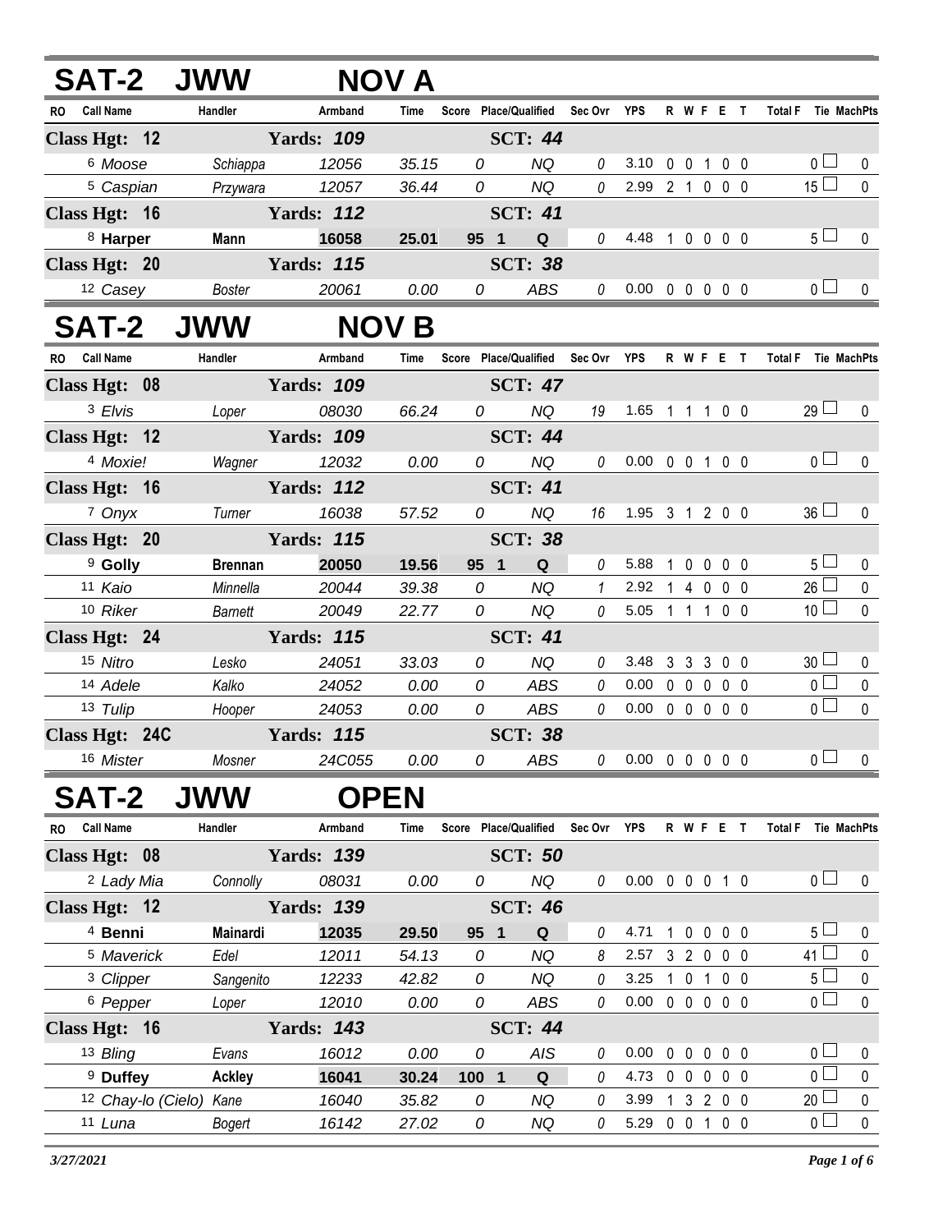## SAT-2 JWW NOV A

| RO | Call Name | Handler | Armband | Time | Score | Place/Qualified | Sec Ovr | YPS | R | W | F | E | T | Total F | Tie | MachPts |
|---|---|---|---|---|---|---|---|---|---|---|---|---|---|---|---|---|
| **Class Hgt: 12** | | **Yards: 109** | | | | **SCT: 44** | | | | | | | | | | |
| 6 | *Moose* | *Schiappa* | *12056* | *35.15* | *0* | *NQ* | *0* | 3.10 | 0 | 0 | 1 | 0 | 0 | 0 | ☐ | 0 |
| 5 | *Caspian* | *Przywara* | *12057* | *36.44* | *0* | *NQ* | *0* | 2.99 | 2 | 1 | 0 | 0 | 0 | 15 | ☐ | 0 |
| **Class Hgt: 16** | | **Yards: 112** | | | | **SCT: 41** | | | | | | | | | | |
| 8 | **Harper** | **Mann** | **16058** | **25.01** | **95** | **1 Q** | 0 | 4.48 | 1 | 0 | 0 | 0 | 0 | 5 | ☐ | 0 |
| **Class Hgt: 20** | | **Yards: 115** | | | | **SCT: 38** | | | | | | | | | | |
| 12 | *Casey* | *Boster* | *20061* | *0.00* | *0* | *ABS* | *0* | 0.00 | 0 | 0 | 0 | 0 | 0 | 0 | ☐ | 0 |

## SAT-2 JWW NOV B

| RO | Call Name | Handler | Armband | Time | Score | Place/Qualified | Sec Ovr | YPS | R | W | F | E | T | Total F | Tie | MachPts |
|---|---|---|---|---|---|---|---|---|---|---|---|---|---|---|---|---|
| **Class Hgt: 08** | | **Yards: 109** | | | | **SCT: 47** | | | | | | | | | | |
| 3 | *Elvis* | *Loper* | *08030* | *66.24* | *0* | *NQ* | *19* | 1.65 | 1 | 1 | 1 | 0 | 0 | 29 | ☐ | 0 |
| **Class Hgt: 12** | | **Yards: 109** | | | | **SCT: 44** | | | | | | | | | | |
| 4 | *Moxie!* | *Wagner* | *12032* | *0.00* | *0* | *NQ* | *0* | 0.00 | 0 | 0 | 1 | 0 | 0 | 0 | ☐ | 0 |
| **Class Hgt: 16** | | **Yards: 112** | | | | **SCT: 41** | | | | | | | | | | |
| 7 | *Onyx* | *Turner* | *16038* | *57.52* | *0* | *NQ* | *16* | 1.95 | 3 | 1 | 2 | 0 | 0 | 36 | ☐ | 0 |
| **Class Hgt: 20** | | **Yards: 115** | | | | **SCT: 38** | | | | | | | | | | |
| 9 | **Golly** | **Brennan** | **20050** | **19.56** | **95** | **1 Q** | 0 | 5.88 | 1 | 0 | 0 | 0 | 0 | 5 | ☐ | 0 |
| 11 | *Kaio* | *Minnella* | *20044* | *39.38* | *0* | *NQ* | *1* | 2.92 | 1 | 4 | 0 | 0 | 0 | 26 | ☐ | 0 |
| 10 | *Riker* | *Barnett* | *20049* | *22.77* | *0* | *NQ* | *0* | 5.05 | 1 | 1 | 1 | 0 | 0 | 10 | ☐ | 0 |
| **Class Hgt: 24** | | **Yards: 115** | | | | **SCT: 41** | | | | | | | | | | |
| 15 | *Nitro* | *Lesko* | *24051* | *33.03* | *0* | *NQ* | *0* | 3.48 | 3 | 3 | 3 | 0 | 0 | 30 | ☐ | 0 |
| 14 | *Adele* | *Kalko* | *24052* | *0.00* | *0* | *ABS* | *0* | 0.00 | 0 | 0 | 0 | 0 | 0 | 0 | ☐ | 0 |
| 13 | *Tulip* | *Hooper* | *24053* | *0.00* | *0* | *ABS* | *0* | 0.00 | 0 | 0 | 0 | 0 | 0 | 0 | ☐ | 0 |
| **Class Hgt: 24C** | | **Yards: 115** | | | | **SCT: 38** | | | | | | | | | | |
| 16 | *Mister* | *Mosner* | *24C055* | *0.00* | *0* | *ABS* | *0* | 0.00 | 0 | 0 | 0 | 0 | 0 | 0 | ☐ | 0 |

## SAT-2 JWW OPEN

| RO | Call Name | Handler | Armband | Time | Score | Place/Qualified | Sec Ovr | YPS | R | W | F | E | T | Total F | Tie | MachPts |
|---|---|---|---|---|---|---|---|---|---|---|---|---|---|---|---|---|
| **Class Hgt: 08** | | **Yards: 139** | | | | **SCT: 50** | | | | | | | | | | |
| 2 | *Lady Mia* | *Connolly* | *08031* | *0.00* | *0* | *NQ* | *0* | 0.00 | 0 | 0 | 0 | 1 | 0 | 0 | ☐ | 0 |
| **Class Hgt: 12** | | **Yards: 139** | | | | **SCT: 46** | | | | | | | | | | |
| 4 | **Benni** | **Mainardi** | **12035** | **29.50** | **95** | **1 Q** | 0 | 4.71 | 1 | 0 | 0 | 0 | 0 | 5 | ☐ | 0 |
| 5 | *Maverick* | *Edel* | *12011* | *54.13* | *0* | *NQ* | *8* | 2.57 | 3 | 2 | 0 | 0 | 0 | 41 | ☐ | 0 |
| 3 | *Clipper* | *Sangenito* | *12233* | *42.82* | *0* | *NQ* | *0* | 3.25 | 1 | 0 | 1 | 0 | 0 | 5 | ☐ | 0 |
| 6 | *Pepper* | *Loper* | *12010* | *0.00* | *0* | *ABS* | *0* | 0.00 | 0 | 0 | 0 | 0 | 0 | 0 | ☐ | 0 |
| **Class Hgt: 16** | | **Yards: 143** | | | | **SCT: 44** | | | | | | | | | | |
| 13 | *Bling* | *Evans* | *16012* | *0.00* | *0* | *AIS* | *0* | 0.00 | 0 | 0 | 0 | 0 | 0 | 0 | ☐ | 0 |
| 9 | **Duffey** | **Ackley** | **16041** | **30.24** | **100** | **1 Q** | 0 | 4.73 | 0 | 0 | 0 | 0 | 0 | 0 | ☐ | 0 |
| 12 | *Chay-lo (Cielo)* | *Kane* | *16040* | *35.82* | *0* | *NQ* | *0* | 3.99 | 1 | 3 | 2 | 0 | 0 | 20 | ☐ | 0 |
| 11 | *Luna* | *Bogert* | *16142* | *27.02* | *0* | *NQ* | *0* | 5.29 | 0 | 0 | 1 | 0 | 0 | 0 | ☐ | 0 |

*3/27/2021*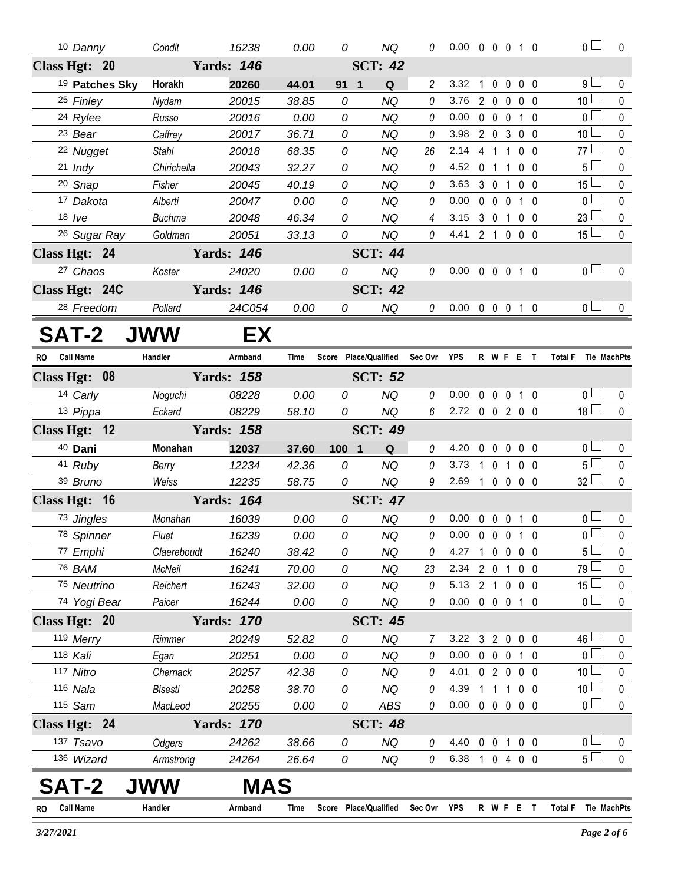| RO | Call Name | Handler | Armband | Time | Score | Place/Qualified | Sec Ovr | YPS | R | W | F | E | T | Total F | Tie MachPts |
|---|---|---|---|---|---|---|---|---|---|---|---|---|---|---|---|
| 10 | *Danny* | *Condit* | *16238* | *0.00* | *0* | *NQ* | *0* | 0.00 | 0 | 0 | 0 | 1 | 0 | 0 | 0 |
| **Class Hgt: 20** | | **Yards: 146** | | | | **SCT: 42** | | | | | | | | | |
| 19 | **Patches Sky** | **Horakh** | **20260** | **44.01** | **91** | **1 Q** | 2 | 3.32 | 1 | 0 | 0 | 0 | 0 | 9 | 0 |
| 25 | *Finley* | *Nydam* | *20015* | *38.85* | *0* | *NQ* | *0* | 3.76 | 2 | 0 | 0 | 0 | 0 | 10 | 0 |
| 24 | *Rylee* | *Russo* | *20016* | *0.00* | *0* | *NQ* | *0* | 0.00 | 0 | 0 | 0 | 1 | 0 | 0 | 0 |
| 23 | *Bear* | *Caffrey* | *20017* | *36.71* | *0* | *NQ* | *0* | 3.98 | 2 | 0 | 3 | 0 | 0 | 10 | 0 |
| 22 | *Nugget* | *Stahl* | *20018* | *68.35* | *0* | *NQ* | *26* | 2.14 | 4 | 1 | 1 | 0 | 0 | 77 | 0 |
| 21 | *Indy* | *Chirichella* | *20043* | *32.27* | *0* | *NQ* | *0* | 4.52 | 0 | 1 | 1 | 0 | 0 | 5 | 0 |
| 20 | *Snap* | *Fisher* | *20045* | *40.19* | *0* | *NQ* | *0* | 3.63 | 3 | 0 | 1 | 0 | 0 | 15 | 0 |
| 17 | *Dakota* | *Alberti* | *20047* | *0.00* | *0* | *NQ* | *0* | 0.00 | 0 | 0 | 0 | 1 | 0 | 0 | 0 |
| 18 | *Ive* | *Buchma* | *20048* | *46.34* | *0* | *NQ* | *4* | 3.15 | 3 | 0 | 1 | 0 | 0 | 23 | 0 |
| 26 | *Sugar Ray* | *Goldman* | *20051* | *33.13* | *0* | *NQ* | *0* | 4.41 | 2 | 1 | 0 | 0 | 0 | 15 | 0 |
| **Class Hgt: 24** | | **Yards: 146** | | | | **SCT: 44** | | | | | | | | | |
| 27 | *Chaos* | *Koster* | *24020* | *0.00* | *0* | *NQ* | *0* | 0.00 | 0 | 0 | 0 | 1 | 0 | 0 | 0 |
| **Class Hgt: 24C** | | **Yards: 146** | | | | **SCT: 42** | | | | | | | | | |
| 28 | *Freedom* | *Pollard* | *24C054* | *0.00* | *0* | *NQ* | *0* | 0.00 | 0 | 0 | 0 | 1 | 0 | 0 | 0 |

# SAT-2 JWW EX

| RO | Call Name | Handler | Armband | Time | Score | Place/Qualified | Sec Ovr | YPS | R | W | F | E | T | Total F | Tie MachPts |
|---|---|---|---|---|---|---|---|---|---|---|---|---|---|---|---|
| **Class Hgt: 08** | | **Yards: 158** | | | | **SCT: 52** | | | | | | | | | |
| 14 | *Carly* | *Noguchi* | *08228* | *0.00* | *0* | *NQ* | *0* | 0.00 | 0 | 0 | 0 | 1 | 0 | 0 | 0 |
| 13 | *Pippa* | *Eckard* | *08229* | *58.10* | *0* | *NQ* | *6* | 2.72 | 0 | 0 | 2 | 0 | 0 | 18 | 0 |
| **Class Hgt: 12** | | **Yards: 158** | | | | **SCT: 49** | | | | | | | | | |
| 40 | **Dani** | **Monahan** | **12037** | **37.60** | **100** | **1 Q** | 0 | 4.20 | 0 | 0 | 0 | 0 | 0 | 0 | 0 |
| 41 | *Ruby* | *Berry* | *12234* | *42.36* | *0* | *NQ* | *0* | 3.73 | 1 | 0 | 1 | 0 | 0 | 5 | 0 |
| 39 | *Bruno* | *Weiss* | *12235* | *58.75* | *0* | *NQ* | *9* | 2.69 | 1 | 0 | 0 | 0 | 0 | 32 | 0 |
| **Class Hgt: 16** | | **Yards: 164** | | | | **SCT: 47** | | | | | | | | | |
| 73 | *Jingles* | *Monahan* | *16039* | *0.00* | *0* | *NQ* | *0* | 0.00 | 0 | 0 | 0 | 1 | 0 | 0 | 0 |
| 78 | *Spinner* | *Fluet* | *16239* | *0.00* | *0* | *NQ* | *0* | 0.00 | 0 | 0 | 0 | 1 | 0 | 0 | 0 |
| 77 | *Emphi* | *Claereboudt* | *16240* | *38.42* | *0* | *NQ* | *0* | 4.27 | 1 | 0 | 0 | 0 | 0 | 5 | 0 |
| 76 | *BAM* | *McNeil* | *16241* | *70.00* | *0* | *NQ* | *23* | 2.34 | 2 | 0 | 1 | 0 | 0 | 79 | 0 |
| 75 | *Neutrino* | *Reichert* | *16243* | *32.00* | *0* | *NQ* | *0* | 5.13 | 2 | 1 | 0 | 0 | 0 | 15 | 0 |
| 74 | *Yogi Bear* | *Paicer* | *16244* | *0.00* | *0* | *NQ* | *0* | 0.00 | 0 | 0 | 0 | 1 | 0 | 0 | 0 |
| **Class Hgt: 20** | | **Yards: 170** | | | | **SCT: 45** | | | | | | | | | |
| 119 | *Merry* | *Rimmer* | *20249* | *52.82* | *0* | *NQ* | *7* | 3.22 | 3 | 2 | 0 | 0 | 0 | 46 | 0 |
| 118 | *Kali* | *Egan* | *20251* | *0.00* | *0* | *NQ* | *0* | 0.00 | 0 | 0 | 0 | 1 | 0 | 0 | 0 |
| 117 | *Nitro* | *Chernack* | *20257* | *42.38* | *0* | *NQ* | *0* | 4.01 | 0 | 2 | 0 | 0 | 0 | 10 | 0 |
| 116 | *Nala* | *Bisesti* | *20258* | *38.70* | *0* | *NQ* | *0* | 4.39 | 1 | 1 | 1 | 0 | 0 | 10 | 0 |
| 115 | *Sam* | *MacLeod* | *20255* | *0.00* | *0* | *ABS* | *0* | 0.00 | 0 | 0 | 0 | 0 | 0 | 0 | 0 |
| **Class Hgt: 24** | | **Yards: 170** | | | | **SCT: 48** | | | | | | | | | |
| 137 | *Tsavo* | *Odgers* | *24262* | *38.66* | *0* | *NQ* | *0* | 4.40 | 0 | 0 | 1 | 0 | 0 | 0 | 0 |
| 136 | *Wizard* | *Armstrong* | *24264* | *26.64* | *0* | *NQ* | *0* | 6.38 | 1 | 0 | 4 | 0 | 0 | 5 | 0 |

# SAT-2 JWW MAS

| RO | Call Name | Handler | Armband | Time | Score | Place/Qualified | Sec Ovr | YPS | R | W | F | E | T | Total F | Tie MachPts |
|---|---|---|---|---|---|---|---|---|---|---|---|---|---|---|---|

*3/27/2021*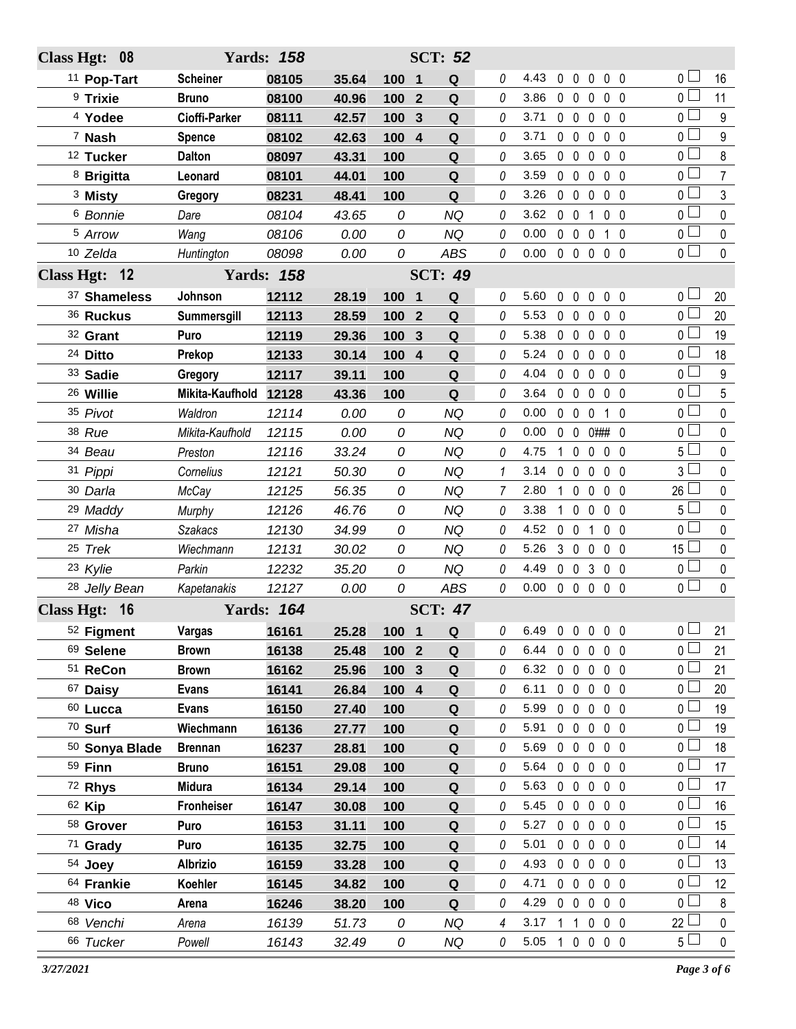| Class Hgt: 08 | | Yards: 158 | | | | SCT: 52 | | | | | | | | | | |
|---|---|---|---|---|---|---|---|---|---|---|---|---|---|---|---|---|
| 11 **Pop-Tart** | **Scheiner** | **08105** | **35.64** | **100** | **1** | **Q** | 0 | 4.43 | 0 | 0 | 0 | 0 | 0 | 0 | ☐ | 16 |
| 9 **Trixie** | **Bruno** | **08100** | **40.96** | **100** | **2** | **Q** | 0 | 3.86 | 0 | 0 | 0 | 0 | 0 | 0 | ☐ | 11 |
| 4 **Yodee** | **Cioffi-Parker** | **08111** | **42.57** | **100** | **3** | **Q** | 0 | 3.71 | 0 | 0 | 0 | 0 | 0 | 0 | ☐ | 9 |
| 7 **Nash** | **Spence** | **08102** | **42.63** | **100** | **4** | **Q** | 0 | 3.71 | 0 | 0 | 0 | 0 | 0 | 0 | ☐ | 9 |
| 12 **Tucker** | **Dalton** | **08097** | **43.31** | **100** | | **Q** | 0 | 3.65 | 0 | 0 | 0 | 0 | 0 | 0 | ☐ | 8 |
| 8 **Brigitta** | **Leonard** | **08101** | **44.01** | **100** | | **Q** | 0 | 3.59 | 0 | 0 | 0 | 0 | 0 | 0 | ☐ | 7 |
| 3 **Misty** | **Gregory** | **08231** | **48.41** | **100** | | **Q** | 0 | 3.26 | 0 | 0 | 0 | 0 | 0 | 0 | ☐ | 3 |
| 6 *Bonnie* | *Dare* | *08104* | *43.65* | *0* | | *NQ* | 0 | 3.62 | 0 | 0 | 1 | 0 | 0 | 0 | ☐ | 0 |
| 5 *Arrow* | *Wang* | *08106* | *0.00* | *0* | | *NQ* | 0 | 0.00 | 0 | 0 | 0 | 1 | 0 | 0 | ☐ | 0 |
| 10 *Zelda* | *Huntington* | *08098* | *0.00* | *0* | | *ABS* | 0 | 0.00 | 0 | 0 | 0 | 0 | 0 | 0 | ☐ | 0 |
| **Class Hgt: 12** | | **Yards: 158** | | | | **SCT: 49** | | | | | | | | | | |
| 37 **Shameless** | **Johnson** | **12112** | **28.19** | **100** | **1** | **Q** | 0 | 5.60 | 0 | 0 | 0 | 0 | 0 | 0 | ☐ | 20 |
| 36 **Ruckus** | **Summersgill** | **12113** | **28.59** | **100** | **2** | **Q** | 0 | 5.53 | 0 | 0 | 0 | 0 | 0 | 0 | ☐ | 20 |
| 32 **Grant** | **Puro** | **12119** | **29.36** | **100** | **3** | **Q** | 0 | 5.38 | 0 | 0 | 0 | 0 | 0 | 0 | ☐ | 19 |
| 24 **Ditto** | **Prekop** | **12133** | **30.14** | **100** | **4** | **Q** | 0 | 5.24 | 0 | 0 | 0 | 0 | 0 | 0 | ☐ | 18 |
| 33 **Sadie** | **Gregory** | **12117** | **39.11** | **100** | | **Q** | 0 | 4.04 | 0 | 0 | 0 | 0 | 0 | 0 | ☐ | 9 |
| 26 **Willie** | **Mikita-Kaufhold** | **12128** | **43.36** | **100** | | **Q** | 0 | 3.64 | 0 | 0 | 0 | 0 | 0 | 0 | ☐ | 5 |
| 35 *Pivot* | *Waldron* | *12114* | *0.00* | *0* | | *NQ* | 0 | 0.00 | 0 | 0 | 0 | 1 | 0 | 0 | ☐ | 0 |
| 38 *Rue* | *Mikita-Kaufhold* | *12115* | *0.00* | *0* | | *NQ* | 0 | 0.00 | 0 | 0 | 0 | ### | 0 | 0 | ☐ | 0 |
| 34 *Beau* | *Preston* | *12116* | *33.24* | *0* | | *NQ* | 0 | 4.75 | 1 | 0 | 0 | 0 | 0 | 5 | ☐ | 0 |
| 31 *Pippi* | *Cornelius* | *12121* | *50.30* | *0* | | *NQ* | 1 | 3.14 | 0 | 0 | 0 | 0 | 0 | 3 | ☐ | 0 |
| 30 *Darla* | *McCay* | *12125* | *56.35* | *0* | | *NQ* | 7 | 2.80 | 1 | 0 | 0 | 0 | 0 | 26 | ☐ | 0 |
| 29 *Maddy* | *Murphy* | *12126* | *46.76* | *0* | | *NQ* | 0 | 3.38 | 1 | 0 | 0 | 0 | 0 | 5 | ☐ | 0 |
| 27 *Misha* | *Szakacs* | *12130* | *34.99* | *0* | | *NQ* | 0 | 4.52 | 0 | 0 | 1 | 0 | 0 | 0 | ☐ | 0 |
| 25 *Trek* | *Wiechmann* | *12131* | *30.02* | *0* | | *NQ* | 0 | 5.26 | 3 | 0 | 0 | 0 | 0 | 15 | ☐ | 0 |
| 23 *Kylie* | *Parkin* | *12232* | *35.20* | *0* | | *NQ* | 0 | 4.49 | 0 | 0 | 3 | 0 | 0 | 0 | ☐ | 0 |
| 28 *Jelly Bean* | *Kapetanakis* | *12127* | *0.00* | *0* | | *ABS* | 0 | 0.00 | 0 | 0 | 0 | 0 | 0 | 0 | ☐ | 0 |
| **Class Hgt: 16** | | **Yards: 164** | | | | **SCT: 47** | | | | | | | | | | |
| 52 **Figment** | **Vargas** | **16161** | **25.28** | **100** | **1** | **Q** | 0 | 6.49 | 0 | 0 | 0 | 0 | 0 | 0 | ☐ | 21 |
| 69 **Selene** | **Brown** | **16138** | **25.48** | **100** | **2** | **Q** | 0 | 6.44 | 0 | 0 | 0 | 0 | 0 | 0 | ☐ | 21 |
| 51 **ReCon** | **Brown** | **16162** | **25.96** | **100** | **3** | **Q** | 0 | 6.32 | 0 | 0 | 0 | 0 | 0 | 0 | ☐ | 21 |
| 67 **Daisy** | **Evans** | **16141** | **26.84** | **100** | **4** | **Q** | 0 | 6.11 | 0 | 0 | 0 | 0 | 0 | 0 | ☐ | 20 |
| 60 **Lucca** | **Evans** | **16150** | **27.40** | **100** | | **Q** | 0 | 5.99 | 0 | 0 | 0 | 0 | 0 | 0 | ☐ | 19 |
| 70 **Surf** | **Wiechmann** | **16136** | **27.77** | **100** | | **Q** | 0 | 5.91 | 0 | 0 | 0 | 0 | 0 | 0 | ☐ | 19 |
| 50 **Sonya Blade** | **Brennan** | **16237** | **28.81** | **100** | | **Q** | 0 | 5.69 | 0 | 0 | 0 | 0 | 0 | 0 | ☐ | 18 |
| 59 **Finn** | **Bruno** | **16151** | **29.08** | **100** | | **Q** | 0 | 5.64 | 0 | 0 | 0 | 0 | 0 | 0 | ☐ | 17 |
| 72 **Rhys** | **Midura** | **16134** | **29.14** | **100** | | **Q** | 0 | 5.63 | 0 | 0 | 0 | 0 | 0 | 0 | ☐ | 17 |
| 62 **Kip** | **Fronheiser** | **16147** | **30.08** | **100** | | **Q** | 0 | 5.45 | 0 | 0 | 0 | 0 | 0 | 0 | ☐ | 16 |
| 58 **Grover** | **Puro** | **16153** | **31.11** | **100** | | **Q** | 0 | 5.27 | 0 | 0 | 0 | 0 | 0 | 0 | ☐ | 15 |
| 71 **Grady** | **Puro** | **16135** | **32.75** | **100** | | **Q** | 0 | 5.01 | 0 | 0 | 0 | 0 | 0 | 0 | ☐ | 14 |
| 54 **Joey** | **Albrizio** | **16159** | **33.28** | **100** | | **Q** | 0 | 4.93 | 0 | 0 | 0 | 0 | 0 | 0 | ☐ | 13 |
| 64 **Frankie** | **Koehler** | **16145** | **34.82** | **100** | | **Q** | 0 | 4.71 | 0 | 0 | 0 | 0 | 0 | 0 | ☐ | 12 |
| 48 **Vico** | **Arena** | **16246** | **38.20** | **100** | | **Q** | 0 | 4.29 | 0 | 0 | 0 | 0 | 0 | 0 | ☐ | 8 |
| 68 *Venchi* | *Arena* | *16139* | *51.73* | *0* | | *NQ* | 4 | 3.17 | 1 | 1 | 0 | 0 | 0 | 22 | ☐ | 0 |
| 66 *Tucker* | *Powell* | *16143* | *32.49* | *0* | | *NQ* | 0 | 5.05 | 1 | 0 | 0 | 0 | 0 | 5 | ☐ | 0 |

*3/27/2021*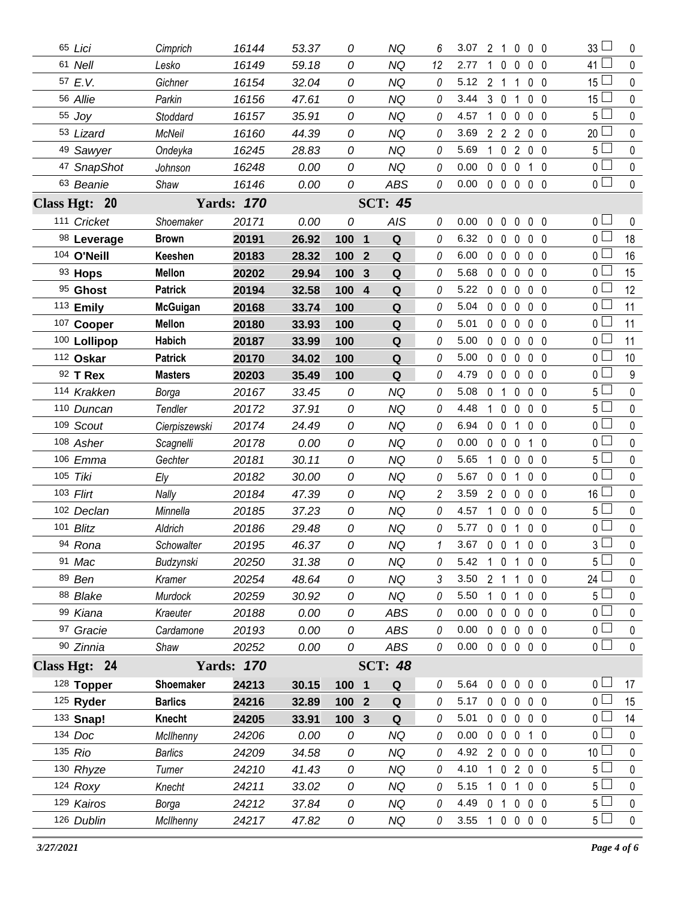| # | Dog | Handler | Armband | Time | Score | Place | Q/NQ | Time Flt | YPS | R | W | F | E | T | Total Flt | Pts |
|---|---|---|---|---|---|---|---|---|---|---|---|---|---|---|---|---|
| 65 | Lici | Cimprich | 16144 | 53.37 | 0 | | NQ | 6 | 3.07 | 2 | 1 | 0 | 0 | 0 | 33 | 0 |
| 61 | Nell | Lesko | 16149 | 59.18 | 0 | | NQ | 12 | 2.77 | 1 | 0 | 0 | 0 | 0 | 41 | 0 |
| 57 | E.V. | Gichner | 16154 | 32.04 | 0 | | NQ | 0 | 5.12 | 2 | 1 | 1 | 0 | 0 | 15 | 0 |
| 56 | Allie | Parkin | 16156 | 47.61 | 0 | | NQ | 0 | 3.44 | 3 | 0 | 1 | 0 | 0 | 15 | 0 |
| 55 | Joy | Stoddard | 16157 | 35.91 | 0 | | NQ | 0 | 4.57 | 1 | 0 | 0 | 0 | 0 | 5 | 0 |
| 53 | Lizard | McNeil | 16160 | 44.39 | 0 | | NQ | 0 | 3.69 | 2 | 2 | 2 | 0 | 0 | 20 | 0 |
| 49 | Sawyer | Ondeyka | 16245 | 28.83 | 0 | | NQ | 0 | 5.69 | 1 | 0 | 2 | 0 | 0 | 5 | 0 |
| 47 | SnapShot | Johnson | 16248 | 0.00 | 0 | | NQ | 0 | 0.00 | 0 | 0 | 0 | 1 | 0 | 0 | 0 |
| 63 | Beanie | Shaw | 16146 | 0.00 | 0 | | ABS | 0 | 0.00 | 0 | 0 | 0 | 0 | 0 | 0 | 0 |
| **Class Hgt: 20** | | **Yards: 170** | | | **SCT: 45** | | | | | | | | | | | |
| 111 | Cricket | Shoemaker | 20171 | 0.00 | 0 | | AIS | 0 | 0.00 | 0 | 0 | 0 | 0 | 0 | 0 | 0 |
| 98 | **Leverage** | **Brown** | **20191** | **26.92** | **100** | **1** | **Q** | 0 | 6.32 | 0 | 0 | 0 | 0 | 0 | 0 | 18 |
| 104 | **O'Neill** | **Keeshen** | **20183** | **28.32** | **100** | **2** | **Q** | 0 | 6.00 | 0 | 0 | 0 | 0 | 0 | 0 | 16 |
| 93 | **Hops** | **Mellon** | **20202** | **29.94** | **100** | **3** | **Q** | 0 | 5.68 | 0 | 0 | 0 | 0 | 0 | 0 | 15 |
| 95 | **Ghost** | **Patrick** | **20194** | **32.58** | **100** | **4** | **Q** | 0 | 5.22 | 0 | 0 | 0 | 0 | 0 | 0 | 12 |
| 113 | **Emily** | **McGuigan** | **20168** | **33.74** | **100** | | **Q** | 0 | 5.04 | 0 | 0 | 0 | 0 | 0 | 0 | 11 |
| 107 | **Cooper** | **Mellon** | **20180** | **33.93** | **100** | | **Q** | 0 | 5.01 | 0 | 0 | 0 | 0 | 0 | 0 | 11 |
| 100 | **Lollipop** | **Habich** | **20187** | **33.99** | **100** | | **Q** | 0 | 5.00 | 0 | 0 | 0 | 0 | 0 | 0 | 11 |
| 112 | **Oskar** | **Patrick** | **20170** | **34.02** | **100** | | **Q** | 0 | 5.00 | 0 | 0 | 0 | 0 | 0 | 0 | 10 |
| 92 | **T Rex** | **Masters** | **20203** | **35.49** | **100** | | **Q** | 0 | 4.79 | 0 | 0 | 0 | 0 | 0 | 0 | 9 |
| 114 | Krakken | Borga | 20167 | 33.45 | 0 | | NQ | 0 | 5.08 | 0 | 1 | 0 | 0 | 0 | 5 | 0 |
| 110 | Duncan | Tendler | 20172 | 37.91 | 0 | | NQ | 0 | 4.48 | 1 | 0 | 0 | 0 | 0 | 5 | 0 |
| 109 | Scout | Cierpiszewski | 20174 | 24.49 | 0 | | NQ | 0 | 6.94 | 0 | 0 | 1 | 0 | 0 | 0 | 0 |
| 108 | Asher | Scagnelli | 20178 | 0.00 | 0 | | NQ | 0 | 0.00 | 0 | 0 | 0 | 1 | 0 | 0 | 0 |
| 106 | Emma | Gechter | 20181 | 30.11 | 0 | | NQ | 0 | 5.65 | 1 | 0 | 0 | 0 | 0 | 5 | 0 |
| 105 | Tiki | Ely | 20182 | 30.00 | 0 | | NQ | 0 | 5.67 | 0 | 0 | 1 | 0 | 0 | 0 | 0 |
| 103 | Flirt | Nally | 20184 | 47.39 | 0 | | NQ | 2 | 3.59 | 2 | 0 | 0 | 0 | 0 | 16 | 0 |
| 102 | Declan | Minnella | 20185 | 37.23 | 0 | | NQ | 0 | 4.57 | 1 | 0 | 0 | 0 | 0 | 5 | 0 |
| 101 | Blitz | Aldrich | 20186 | 29.48 | 0 | | NQ | 0 | 5.77 | 0 | 0 | 1 | 0 | 0 | 0 | 0 |
| 94 | Rona | Schowalter | 20195 | 46.37 | 0 | | NQ | 1 | 3.67 | 0 | 0 | 1 | 0 | 0 | 3 | 0 |
| 91 | Mac | Budzynski | 20250 | 31.38 | 0 | | NQ | 0 | 5.42 | 1 | 0 | 1 | 0 | 0 | 5 | 0 |
| 89 | Ben | Kramer | 20254 | 48.64 | 0 | | NQ | 3 | 3.50 | 2 | 1 | 1 | 0 | 0 | 24 | 0 |
| 88 | Blake | Murdock | 20259 | 30.92 | 0 | | NQ | 0 | 5.50 | 1 | 0 | 1 | 0 | 0 | 5 | 0 |
| 99 | Kiana | Kraeuter | 20188 | 0.00 | 0 | | ABS | 0 | 0.00 | 0 | 0 | 0 | 0 | 0 | 0 | 0 |
| 97 | Gracie | Cardamone | 20193 | 0.00 | 0 | | ABS | 0 | 0.00 | 0 | 0 | 0 | 0 | 0 | 0 | 0 |
| 90 | Zinnia | Shaw | 20252 | 0.00 | 0 | | ABS | 0 | 0.00 | 0 | 0 | 0 | 0 | 0 | 0 | 0 |
| **Class Hgt: 24** | | **Yards: 170** | | | **SCT: 48** | | | | | | | | | | | |
| 128 | **Topper** | **Shoemaker** | **24213** | **30.15** | **100** | **1** | **Q** | 0 | 5.64 | 0 | 0 | 0 | 0 | 0 | 0 | 17 |
| 125 | **Ryder** | **Barlics** | **24216** | **32.89** | **100** | **2** | **Q** | 0 | 5.17 | 0 | 0 | 0 | 0 | 0 | 0 | 15 |
| 133 | **Snap!** | **Knecht** | **24205** | **33.91** | **100** | **3** | **Q** | 0 | 5.01 | 0 | 0 | 0 | 0 | 0 | 0 | 14 |
| 134 | Doc | McIlhenny | 24206 | 0.00 | 0 | | NQ | 0 | 0.00 | 0 | 0 | 0 | 1 | 0 | 0 | 0 |
| 135 | Rio | Barlics | 24209 | 34.58 | 0 | | NQ | 0 | 4.92 | 2 | 0 | 0 | 0 | 0 | 10 | 0 |
| 130 | Rhyze | Turner | 24210 | 41.43 | 0 | | NQ | 0 | 4.10 | 1 | 0 | 2 | 0 | 0 | 5 | 0 |
| 124 | Roxy | Knecht | 24211 | 33.02 | 0 | | NQ | 0 | 5.15 | 1 | 0 | 1 | 0 | 0 | 5 | 0 |
| 129 | Kairos | Borga | 24212 | 37.84 | 0 | | NQ | 0 | 4.49 | 0 | 1 | 0 | 0 | 0 | 5 | 0 |
| 126 | Dublin | McIlhenny | 24217 | 47.82 | 0 | | NQ | 0 | 3.55 | 1 | 0 | 0 | 0 | 0 | 5 | 0 |

*3/27/2021*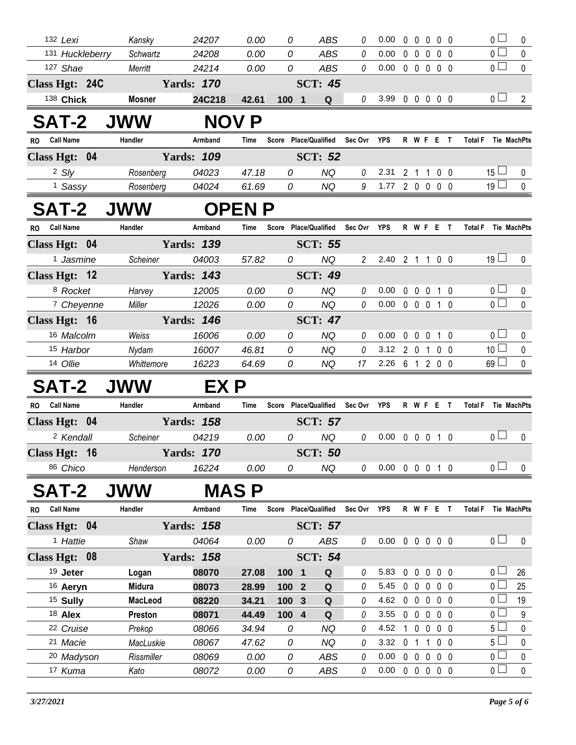| RO | Call Name | Handler | Armband | Time | Score | Place/Qualified | Sec Ovr | YPS | R | W | F | E | T | Total F | Tie | MachPts |
|---|---|---|---|---|---|---|---|---|---|---|---|---|---|---|---|---|
| 132 | Lexi | Kansky | 24207 | 0.00 | 0 | ABS | 0 | 0.00 | 0 | 0 | 0 | 0 | 0 | 0 | | 0 |
| 131 | Huckleberry | Schwartz | 24208 | 0.00 | 0 | ABS | 0 | 0.00 | 0 | 0 | 0 | 0 | 0 | 0 | | 0 |
| 127 | Shae | Merritt | 24214 | 0.00 | 0 | ABS | 0 | 0.00 | 0 | 0 | 0 | 0 | 0 | 0 | | 0 |
| **Class Hgt: 24C** | | **Yards: 170** | | | | **SCT: 45** | | | | | | | | | | |
| 138 | **Chick** | **Mosner** | **24C218** | **42.61** | **100** | **1 Q** | 0 | 3.99 | 0 | 0 | 0 | 0 | 0 | 0 | | 2 |

## SAT-2 JWW NOV P

| RO | Call Name | Handler | Armband | Time | Score | Place/Qualified | Sec Ovr | YPS | R | W | F | E | T | Total F | Tie | MachPts |
|---|---|---|---|---|---|---|---|---|---|---|---|---|---|---|---|---|
| **Class Hgt: 04** | | **Yards: 109** | | | | **SCT: 52** | | | | | | | | | | |
| 2 | Sly | Rosenberg | 04023 | 47.18 | 0 | NQ | 0 | 2.31 | 2 | 1 | 1 | 0 | 0 | 15 | | 0 |
| 1 | Sassy | Rosenberg | 04024 | 61.69 | 0 | NQ | 9 | 1.77 | 2 | 0 | 0 | 0 | 0 | 19 | | 0 |

## SAT-2 JWW OPEN P

| RO | Call Name | Handler | Armband | Time | Score | Place/Qualified | Sec Ovr | YPS | R | W | F | E | T | Total F | Tie | MachPts |
|---|---|---|---|---|---|---|---|---|---|---|---|---|---|---|---|---|
| **Class Hgt: 04** | | **Yards: 139** | | | | **SCT: 55** | | | | | | | | | | |
| 1 | Jasmine | Scheiner | 04003 | 57.82 | 0 | NQ | 2 | 2.40 | 2 | 1 | 1 | 0 | 0 | 19 | | 0 |
| **Class Hgt: 12** | | **Yards: 143** | | | | **SCT: 49** | | | | | | | | | | |
| 8 | Rocket | Harvey | 12005 | 0.00 | 0 | NQ | 0 | 0.00 | 0 | 0 | 0 | 1 | 0 | 0 | | 0 |
| 7 | Cheyenne | Miller | 12026 | 0.00 | 0 | NQ | 0 | 0.00 | 0 | 0 | 0 | 1 | 0 | 0 | | 0 |
| **Class Hgt: 16** | | **Yards: 146** | | | | **SCT: 47** | | | | | | | | | | |
| 16 | Malcolm | Weiss | 16006 | 0.00 | 0 | NQ | 0 | 0.00 | 0 | 0 | 0 | 1 | 0 | 0 | | 0 |
| 15 | Harbor | Nydam | 16007 | 46.81 | 0 | NQ | 0 | 3.12 | 2 | 0 | 1 | 0 | 0 | 10 | | 0 |
| 14 | Ollie | Whittemore | 16223 | 64.69 | 0 | NQ | 17 | 2.26 | 6 | 1 | 2 | 0 | 0 | 69 | | 0 |

## SAT-2 JWW EX P

| RO | Call Name | Handler | Armband | Time | Score | Place/Qualified | Sec Ovr | YPS | R | W | F | E | T | Total F | Tie | MachPts |
|---|---|---|---|---|---|---|---|---|---|---|---|---|---|---|---|---|
| **Class Hgt: 04** | | **Yards: 158** | | | | **SCT: 57** | | | | | | | | | | |
| 2 | Kendall | Scheiner | 04219 | 0.00 | 0 | NQ | 0 | 0.00 | 0 | 0 | 0 | 1 | 0 | 0 | | 0 |
| **Class Hgt: 16** | | **Yards: 170** | | | | **SCT: 50** | | | | | | | | | | |
| 86 | Chico | Henderson | 16224 | 0.00 | 0 | NQ | 0 | 0.00 | 0 | 0 | 0 | 1 | 0 | 0 | | 0 |

## SAT-2 JWW MAS P

| RO | Call Name | Handler | Armband | Time | Score | Place/Qualified | Sec Ovr | YPS | R | W | F | E | T | Total F | Tie | MachPts |
|---|---|---|---|---|---|---|---|---|---|---|---|---|---|---|---|---|
| **Class Hgt: 04** | | **Yards: 158** | | | | **SCT: 57** | | | | | | | | | | |
| 1 | Hattie | Shaw | 04064 | 0.00 | 0 | ABS | 0 | 0.00 | 0 | 0 | 0 | 0 | 0 | 0 | | 0 |
| **Class Hgt: 08** | | **Yards: 158** | | | | **SCT: 54** | | | | | | | | | | |
| 19 | **Jeter** | **Logan** | **08070** | **27.08** | **100** | **1 Q** | 0 | 5.83 | 0 | 0 | 0 | 0 | 0 | 0 | | 26 |
| 16 | **Aeryn** | **Midura** | **08073** | **28.99** | **100** | **2 Q** | 0 | 5.45 | 0 | 0 | 0 | 0 | 0 | 0 | | 25 |
| 15 | **Sully** | **MacLeod** | **08220** | **34.21** | **100** | **3 Q** | 0 | 4.62 | 0 | 0 | 0 | 0 | 0 | 0 | | 19 |
| 18 | **Alex** | **Preston** | **08071** | **44.49** | **100** | **4 Q** | 0 | 3.55 | 0 | 0 | 0 | 0 | 0 | 0 | | 9 |
| 22 | Cruise | Prekop | 08066 | 34.94 | 0 | NQ | 0 | 4.52 | 1 | 0 | 0 | 0 | 0 | 5 | | 0 |
| 21 | Macie | MacLuskie | 08067 | 47.62 | 0 | NQ | 0 | 3.32 | 0 | 1 | 1 | 0 | 0 | 5 | | 0 |
| 20 | Madyson | Rissmiller | 08069 | 0.00 | 0 | ABS | 0 | 0.00 | 0 | 0 | 0 | 0 | 0 | 0 | | 0 |
| 17 | Kuma | Kato | 08072 | 0.00 | 0 | ABS | 0 | 0.00 | 0 | 0 | 0 | 0 | 0 | 0 | | 0 |

*3/27/2021*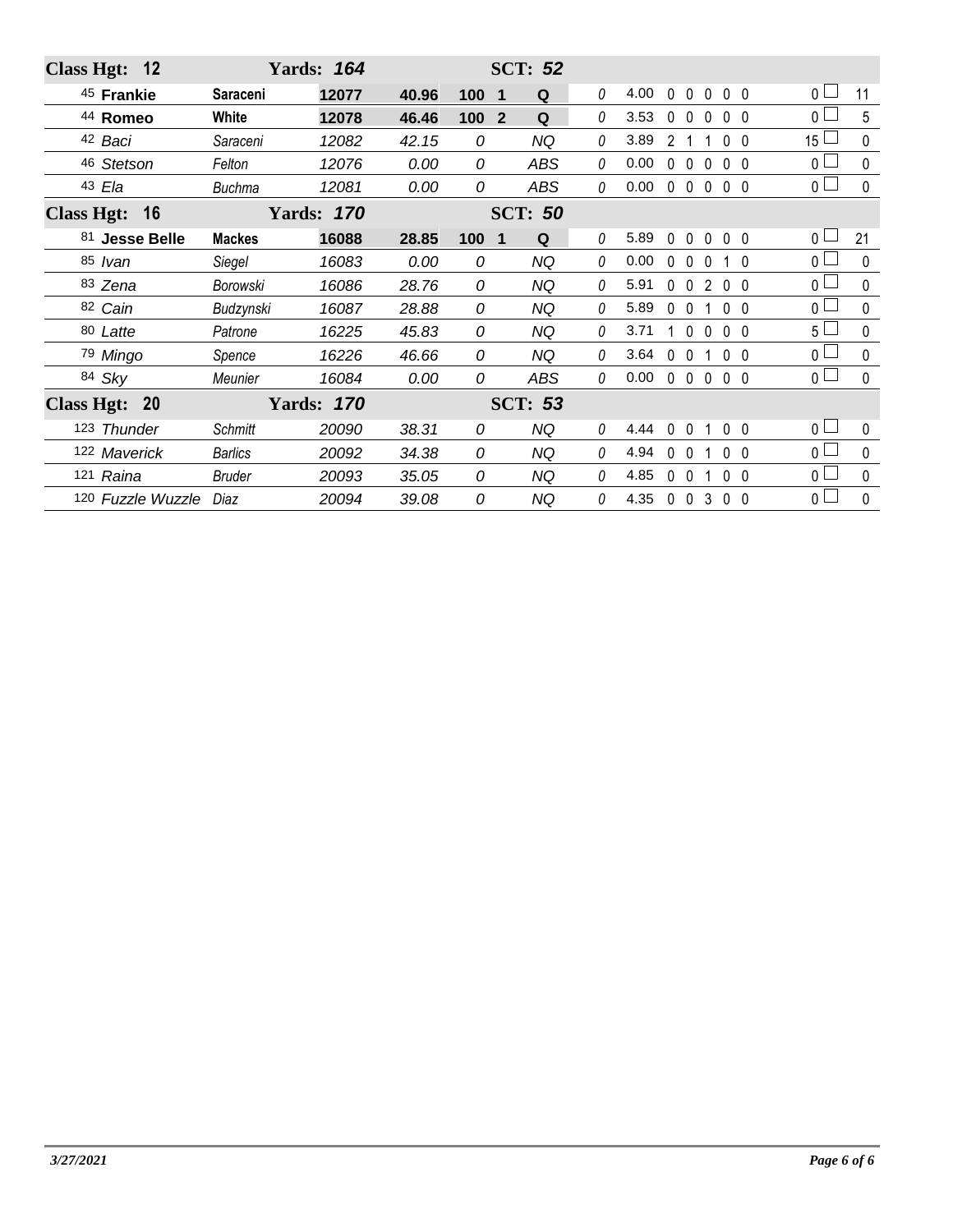| | | | | | | | | | | | | | | | | |
|---|---|---|---|---|---|---|---|---|---|---|---|---|---|---|---|---|
| **Class Hgt: 12** | | **Yards: 164** | | | | **SCT: 52** | | | | | | | | | | |
| 45 **Frankie** | **Saraceni** | **12077** | **40.96** | **100** | **1** | **Q** | 0 | 4.00 | 0 | 0 | 0 | 0 | 0 | 0 | ☐ | 11 |
| 44 **Romeo** | **White** | **12078** | **46.46** | **100** | **2** | **Q** | 0 | 3.53 | 0 | 0 | 0 | 0 | 0 | 0 | ☐ | 5 |
| 42 *Baci* | *Saraceni* | *12082* | *42.15* | *0* | | *NQ* | 0 | 3.89 | 2 | 1 | 1 | 0 | 0 | 15 | ☐ | 0 |
| 46 *Stetson* | *Felton* | *12076* | *0.00* | *0* | | *ABS* | 0 | 0.00 | 0 | 0 | 0 | 0 | 0 | 0 | ☐ | 0 |
| 43 *Ela* | *Buchma* | *12081* | *0.00* | *0* | | *ABS* | 0 | 0.00 | 0 | 0 | 0 | 0 | 0 | 0 | ☐ | 0 |
| **Class Hgt: 16** | | **Yards: 170** | | | | **SCT: 50** | | | | | | | | | | |
| 81 **Jesse Belle** | **Mackes** | **16088** | **28.85** | **100** | **1** | **Q** | 0 | 5.89 | 0 | 0 | 0 | 0 | 0 | 0 | ☐ | 21 |
| 85 *Ivan* | *Siegel* | *16083* | *0.00* | *0* | | *NQ* | 0 | 0.00 | 0 | 0 | 0 | 1 | 0 | 0 | ☐ | 0 |
| 83 *Zena* | *Borowski* | *16086* | *28.76* | *0* | | *NQ* | 0 | 5.91 | 0 | 0 | 2 | 0 | 0 | 0 | ☐ | 0 |
| 82 *Cain* | *Budzynski* | *16087* | *28.88* | *0* | | *NQ* | 0 | 5.89 | 0 | 0 | 1 | 0 | 0 | 0 | ☐ | 0 |
| 80 *Latte* | *Patrone* | *16225* | *45.83* | *0* | | *NQ* | 0 | 3.71 | 1 | 0 | 0 | 0 | 0 | 5 | ☐ | 0 |
| 79 *Mingo* | *Spence* | *16226* | *46.66* | *0* | | *NQ* | 0 | 3.64 | 0 | 0 | 1 | 0 | 0 | 0 | ☐ | 0 |
| 84 *Sky* | *Meunier* | *16084* | *0.00* | *0* | | *ABS* | 0 | 0.00 | 0 | 0 | 0 | 0 | 0 | 0 | ☐ | 0 |
| **Class Hgt: 20** | | **Yards: 170** | | | | **SCT: 53** | | | | | | | | | | |
| 123 *Thunder* | *Schmitt* | *20090* | *38.31* | *0* | | *NQ* | 0 | 4.44 | 0 | 0 | 1 | 0 | 0 | 0 | ☐ | 0 |
| 122 *Maverick* | *Barlics* | *20092* | *34.38* | *0* | | *NQ* | 0 | 4.94 | 0 | 0 | 1 | 0 | 0 | 0 | ☐ | 0 |
| 121 *Raina* | *Bruder* | *20093* | *35.05* | *0* | | *NQ* | 0 | 4.85 | 0 | 0 | 1 | 0 | 0 | 0 | ☐ | 0 |
| 120 *Fuzzle Wuzzle* | *Diaz* | *20094* | *39.08* | *0* | | *NQ* | 0 | 4.35 | 0 | 0 | 3 | 0 | 0 | 0 | ☐ | 0 |

*3/27/2021*